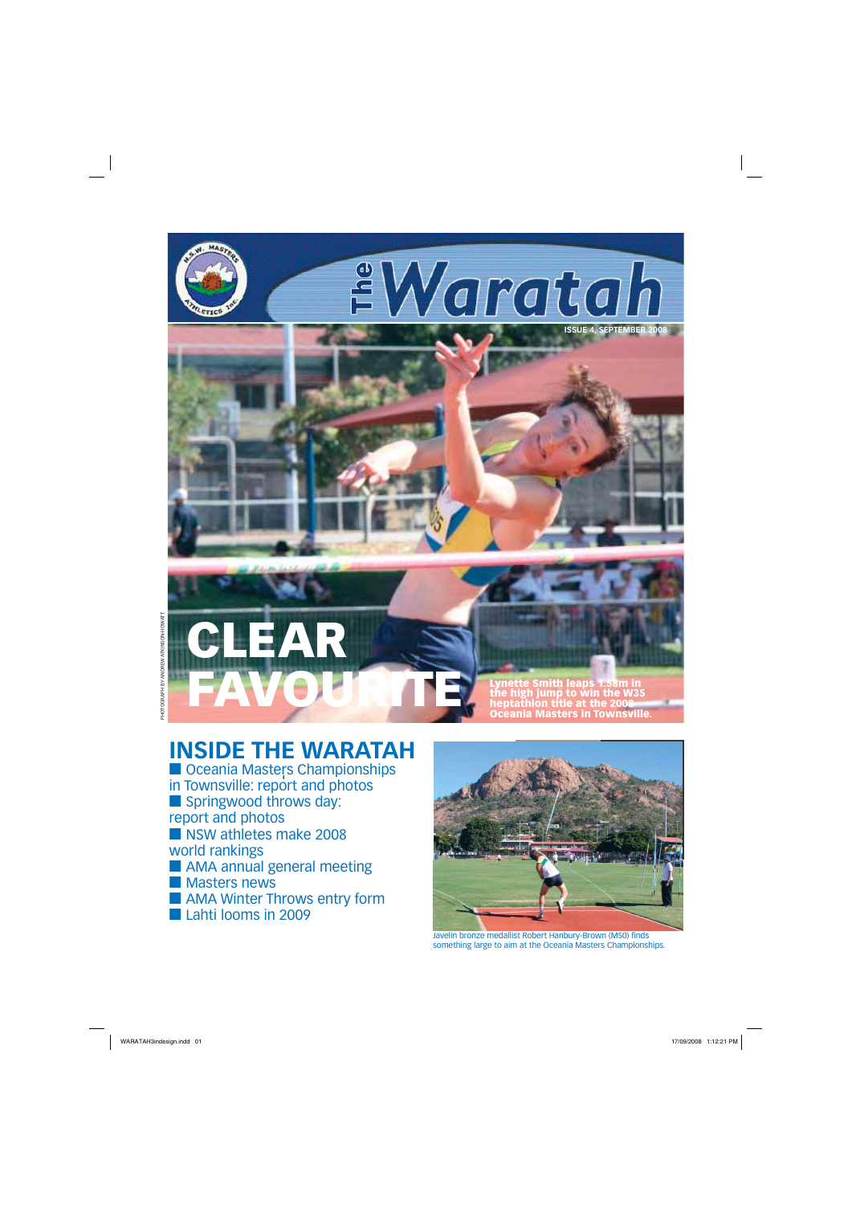# The Waratah

ISSUE 4, SEPTEMBER 2008

PHOTOGRAPH BY ANDREW ATKINSON-HOWATT

# CLEAR FAVOURITE

Lynette Smith leaps 1.58m in the high jump to win the W35 heptathlon title at the 2008 Oceania Masters in Townsville.

## INSIDE THE WARATAH

- Oceania Masters Championships in Townsville: report and photos
- Springwood throws day: report and photos
- NSW athletes make 2008 world rankings
- AMA annual general meeting
- Masters news
- AMA Winter Throws entry form
- Lahti looms in 2009

Javelin bronze medallist Robert Hanbury-Brown (M50) finds something large to aim at the Oceania Masters Championships.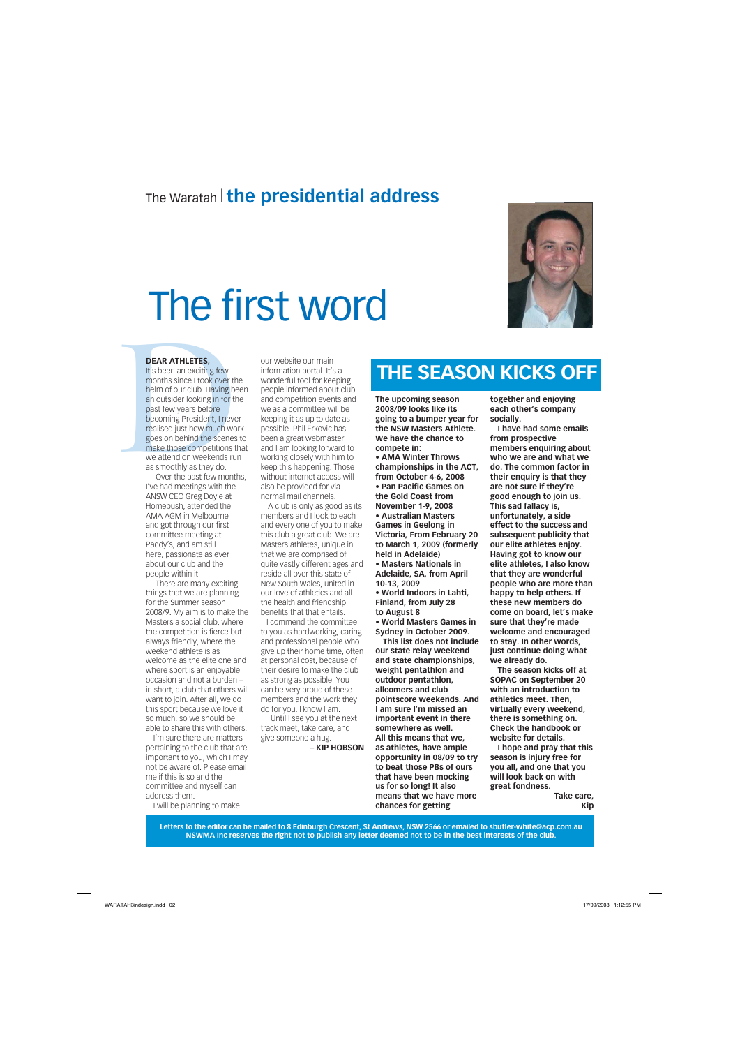The Waratah | **the presidential address**

# The first word

**DEAR ATHLETES,**

It's been an exciting few months since I took over the helm of our club. Having been an outsider looking in for the past few years before becoming President, I never realised just how much work goes on behind the scenes to make those competitions that we attend on weekends run as smoothly as they do.

Over the past few months, I've had meetings with the ANSW CEO Greg Doyle at Homebush, attended the AMA AGM in Melbourne and got through our first committee meeting at Paddy's, and am still here, passionate as ever about our club and the people within it.

There are many exciting things that we are planning for the Summer season 2008/9. My aim is to make the Masters a social club, where the competition is fierce but always friendly, where the weekend athlete is as welcome as the elite one and where sport is an enjoyable occasion and not a burden – in short, a club that others will want to join. After all, we do this sport because we love it so much, so we should be able to share this with others.

I'm sure there are matters pertaining to the club that are important to you, which I may not be aware of. Please email me if this is so and the committee and myself can address them.

I will be planning to make our website our main information portal. It's a wonderful tool for keeping people informed about club and competition events and we as a committee will be keeping it as up to date as possible. Phil Frkovic has been a great webmaster and I am looking forward to working closely with him to keep this happening. Those without internet access will also be provided for via normal mail channels.

A club is only as good as its members and I look to each and every one of you to make this club a great club. We are Masters athletes, unique in that we are comprised of quite vastly different ages and reside all over this state of New South Wales, united in our love of athletics and all the health and friendship benefits that that entails.

I commend the committee to you as hardworking, caring and professional people who give up their home time, often at personal cost, because of their desire to make the club as strong as possible. You can be very proud of these members and the work they do for you. I know I am.

Until I see you at the next track meet, take care, and give someone a hug.

**– KIP HOBSON**

## THE SEASON KICKS OFF

**The upcoming season 2008/09 looks like its going to a bumper year for the NSW Masters Athlete. We have the chance to compete in:**

- **AMA Winter Throws championships in the ACT, from October 4-6, 2008**
- **Pan Pacific Games on the Gold Coast from November 1-9, 2008**
- **Australian Masters Games in Geelong in Victoria, From February 20 to March 1, 2009 (formerly held in Adelaide)**
- **Masters Nationals in Adelaide, SA, from April 10-13, 2009**
- **World Indoors in Lahti, Finland, from July 28 to August 8**
- **World Masters Games in Sydney in October 2009.**

**This list does not include our state relay weekend and state championships, weight pentathlon and outdoor pentathlon, allcomers and club pointscore weekends. And I am sure I'm missed an important event in there somewhere as well. All this means that we, as athletes, have ample opportunity in 08/09 to try to beat those PBs of ours that have been mocking us for so long! It also means that we have more chances for getting together and enjoying each other's company socially.**

**I have had some emails from prospective members enquiring about who we are and what we do. The common factor in their enquiry is that they are not sure if they're good enough to join us. This sad fallacy is, unfortunately, a side effect to the success and subsequent publicity that our elite athletes enjoy. Having got to know our elite athletes, I also know that they are wonderful people who are more than happy to help others. If these new members do come on board, let's make sure that they're made welcome and encouraged to stay. In other words, just continue doing what we already do.**

**The season kicks off at SOPAC on September 20 with an introduction to athletics meet. Then, virtually every weekend, there is something on. Check the handbook or website for details.**

**I hope and pray that this season is injury free for you all, and one that you will look back on with great fondness.**

**Take care,**
**Kip**

**Letters to the editor can be mailed to 8 Edinburgh Crescent, St Andrews, NSW 2566 or emailed to sbutler-white@acp.com.au NSWMA Inc reserves the right not to publish any letter deemed not to be in the best interests of the club.**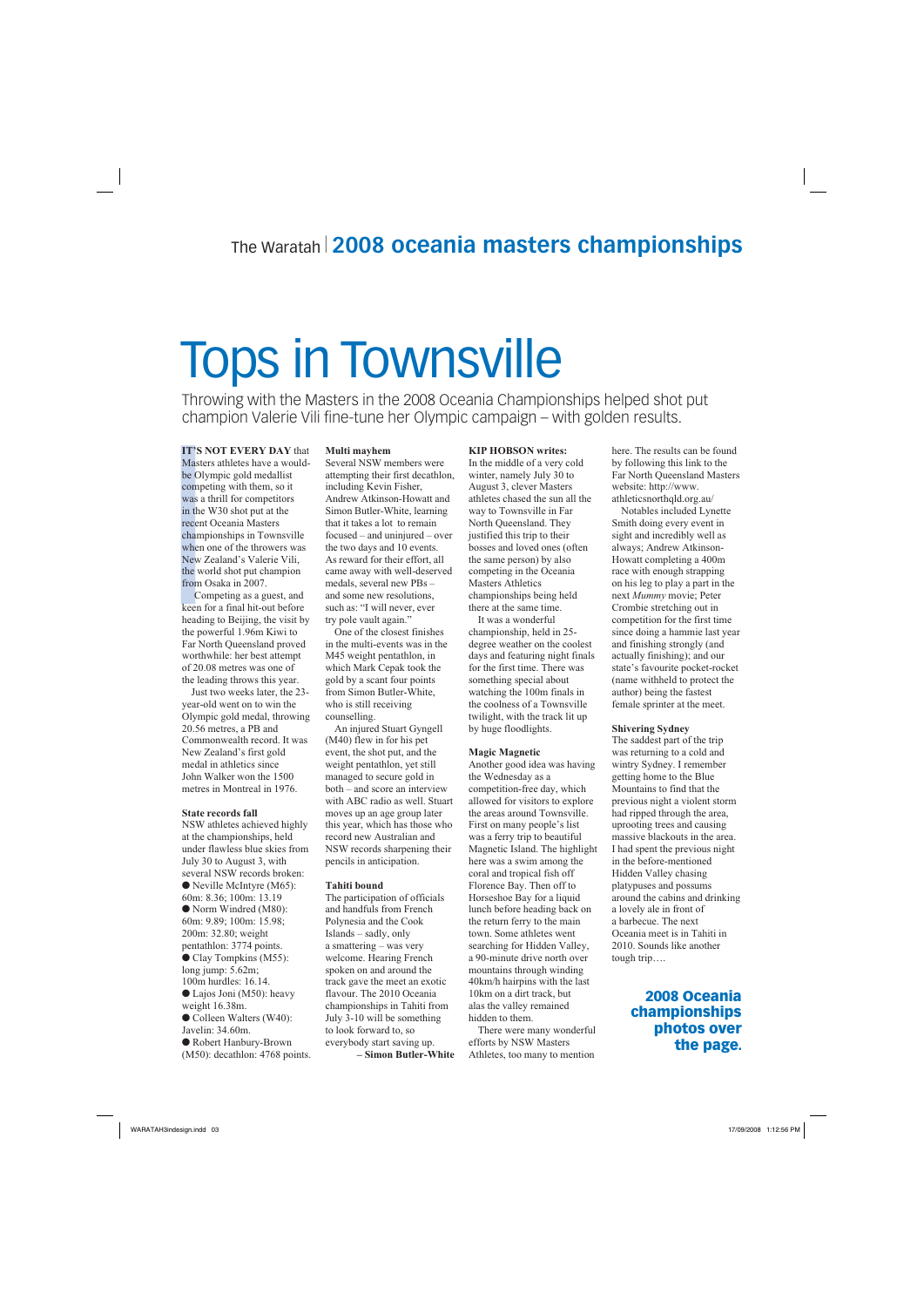# Tops in Townsville

Throwing with the Masters in the 2008 Oceania Championships helped shot put champion Valerie Vili fine-tune her Olympic campaign – with golden results.

**IT'S NOT EVERY DAY** that Masters athletes have a would-be Olympic gold medallist competing with them, so it was a thrill for competitors in the W30 shot put at the recent Oceania Masters championships in Townsville when one of the throwers was New Zealand's Valerie Vili, the world shot put champion from Osaka in 2007.

Competing as a guest, and keen for a final hit-out before heading to Beijing, the visit by the powerful 1.96m Kiwi to Far North Queensland proved worthwhile: her best attempt of 20.08 metres was one of the leading throws this year.

Just two weeks later, the 23-year-old went on to win the Olympic gold medal, throwing 20.56 metres, a PB and Commonwealth record. It was New Zealand's first gold medal in athletics since John Walker won the 1500 metres in Montreal in 1976.

### State records fall

NSW athletes achieved highly at the championships, held under flawless blue skies from July 30 to August 3, with several NSW records broken:

- Neville McIntyre (M65): 60m: 8.36; 100m: 13.19
- Norm Windred (M80): 60m: 9.89; 100m: 15.98; 200m: 32.80; weight pentathlon: 3774 points.
- Clay Tompkins (M55): long jump: 5.62m; 100m hurdles: 16.14.
- Lajos Joni (M50): heavy weight 16.38m.
- Colleen Walters (W40): Javelin: 34.60m.
- Robert Hanbury-Brown (M50): decathlon: 4768 points.

### Multi mayhem

Several NSW members were attempting their first decathlon, including Kevin Fisher, Andrew Atkinson-Howatt and Simon Butler-White, learning that it takes a lot to remain focused – and uninjured – over the two days and 10 events. As reward for their effort, all came away with well-deserved medals, several new PBs – and some new resolutions, such as: "I will never, ever try pole vault again."

One of the closest finishes in the multi-events was in the M45 weight pentathlon, in which Mark Cepak took the gold by a scant four points from Simon Butler-White, who is still receiving counselling.

An injured Stuart Gyngell (M40) flew in for his pet event, the shot put, and the weight pentathlon, yet still managed to secure gold in both – and score an interview with ABC radio as well. Stuart moves up an age group later this year, which has those who record new Australian and NSW records sharpening their pencils in anticipation.

### Tahiti bound

The participation of officials and handfuls from French Polynesia and the Cook Islands – sadly, only a smattering – was very welcome. Hearing French spoken on and around the track gave the meet an exotic flavour. The 2010 Oceania championships in Tahiti from July 3-10 will be something to look forward to, so everybody start saving up.

**– Simon Butler-White**

**KIP HOBSON writes:**

In the middle of a very cold winter, namely July 30 to August 3, clever Masters athletes chased the sun all the way to Townsville in Far North Queensland. They justified this trip to their bosses and loved ones (often the same person) by also competing in the Oceania Masters Athletics championships being held there at the same time.

It was a wonderful championship, held in 25-degree weather on the coolest days and featuring night finals for the first time. There was something special about watching the 100m finals in the coolness of a Townsville twilight, with the track lit up by huge floodlights.

### Magic Magnetic

Another good idea was having the Wednesday as a competition-free day, which allowed for visitors to explore the areas around Townsville. First on many people's list was a ferry trip to beautiful Magnetic Island. The highlight here was a swim among the coral and tropical fish off Florence Bay. Then off to Horseshoe Bay for a liquid lunch before heading back on the return ferry to the main town. Some athletes went searching for Hidden Valley, a 90-minute drive north over mountains through winding 40km/h hairpins with the last 10km on a dirt track, but alas the valley remained hidden to them.

There were many wonderful efforts by NSW Masters Athletes, too many to mention here. The results can be found by following this link to the Far North Queensland Masters website: http://www.athleticsnorthqld.org.au/

Notables included Lynette Smith doing every event in sight and incredibly well as always; Andrew Atkinson-Howatt completing a 400m race with enough strapping on his leg to play a part in the next *Mummy* movie; Peter Crombie stretching out in competition for the first time since doing a hammie last year and finishing strongly (and actually finishing); and our state's favourite pocket-rocket (name withheld to protect the author) being the fastest female sprinter at the meet.

### Shivering Sydney

The saddest part of the trip was returning to a cold and wintry Sydney. I remember getting home to the Blue Mountains to find that the previous night a violent storm had ripped through the area, uprooting trees and causing massive blackouts in the area. I had spent the previous night in the before-mentioned Hidden Valley chasing platypuses and possums around the cabins and drinking a lovely ale in front of a barbecue. The next Oceania meet is in Tahiti in 2010. Sounds like another tough trip….

**2008 Oceania championships photos over the page.**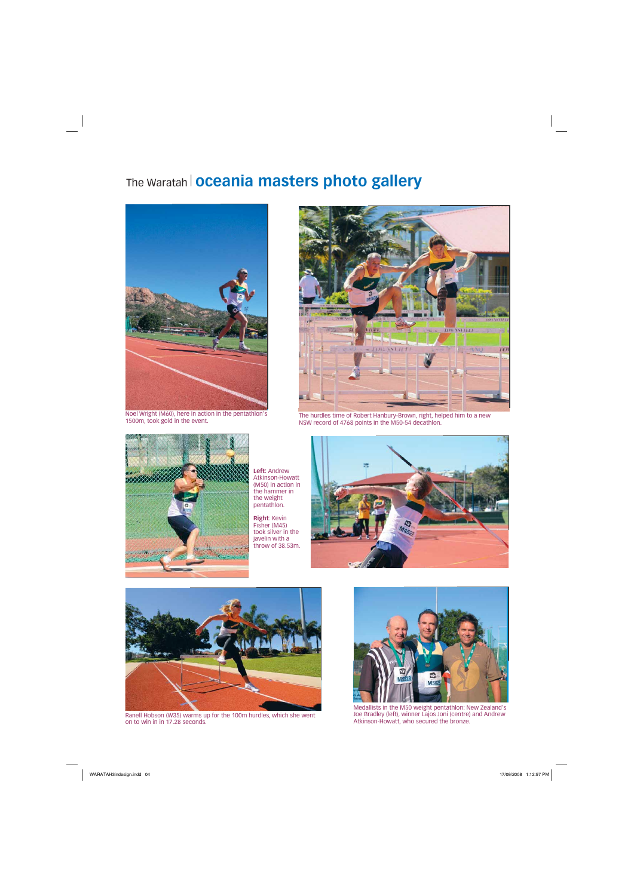# The Waratah | oceania masters photo gallery

Noel Wright (M60), here in action in the pentathlon's 1500m, took gold in the event.

The hurdles time of Robert Hanbury-Brown, right, helped him to a new NSW record of 4768 points in the M50-54 decathlon.

**Left**: Andrew Atkinson-Howatt (M50) in action in the hammer in the weight pentathlon.

**Right**: Kevin Fisher (M45) took silver in the javelin with a throw of 38.53m.

Ranell Hobson (W35) warms up for the 100m hurdles, which she went on to win in in 17.28 seconds.

Medallists in the M50 weight pentathlon: New Zealand's Joe Bradley (left), winner Lajos Joni (centre) and Andrew Atkinson-Howatt, who secured the bronze.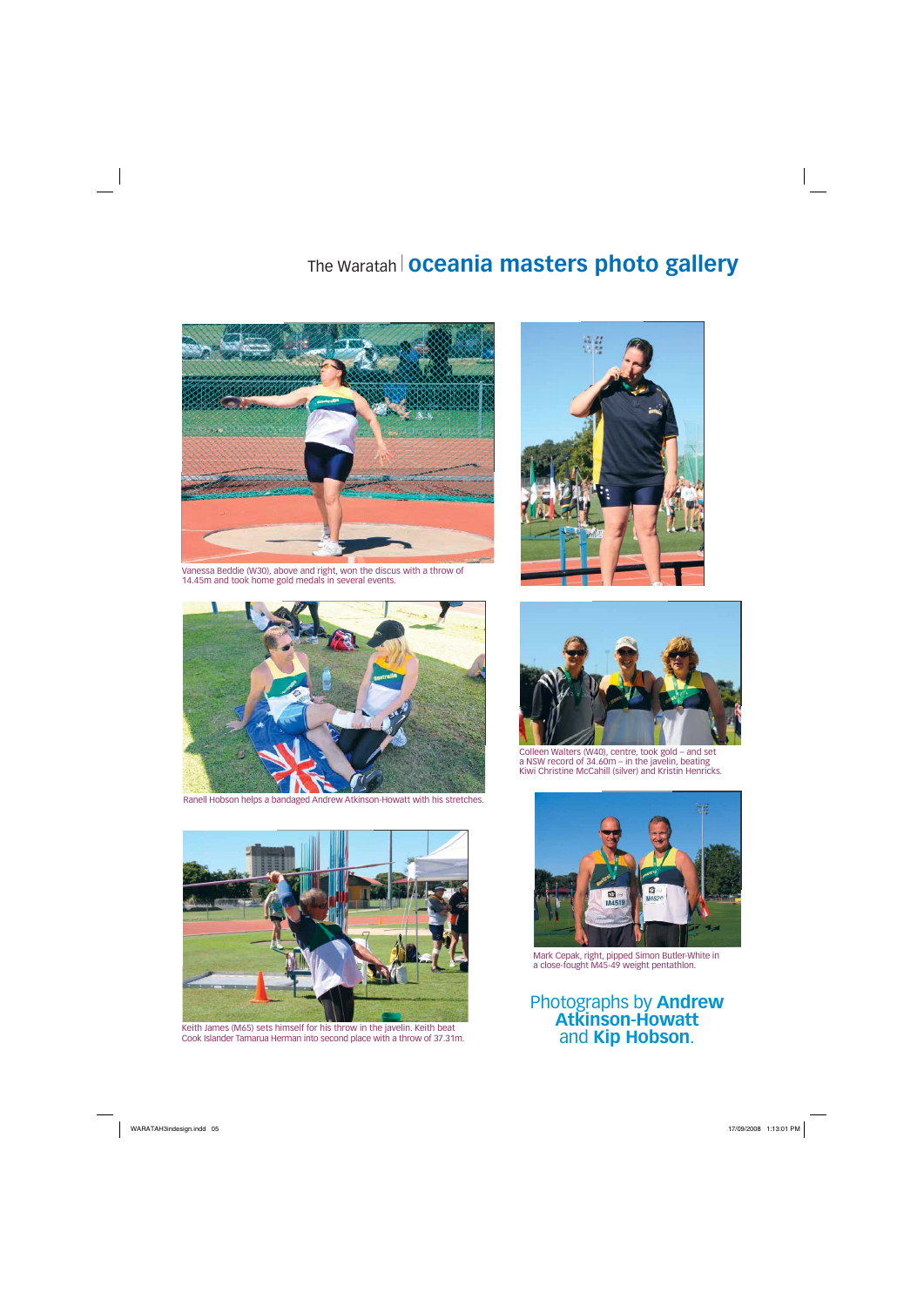# oceania masters photo gallery

Vanessa Beddie (W30), above and right, won the discus with a throw of 14.45m and took home gold medals in several events.

Ranell Hobson helps a bandaged Andrew Atkinson-Howatt with his stretches.

Colleen Walters (W40), centre, took gold – and set a NSW record of 34.60m – in the javelin, beating Kiwi Christine McCahill (silver) and Kristin Henricks.

Keith James (M65) sets himself for his throw in the javelin. Keith beat Cook Islander Tamarua Herman into second place with a throw of 37.31m.

Mark Cepak, right, pipped Simon Butler-White in a close-fought M45-49 weight pentathlon.

Photographs by **Andrew Atkinson-Howatt** and **Kip Hobson**.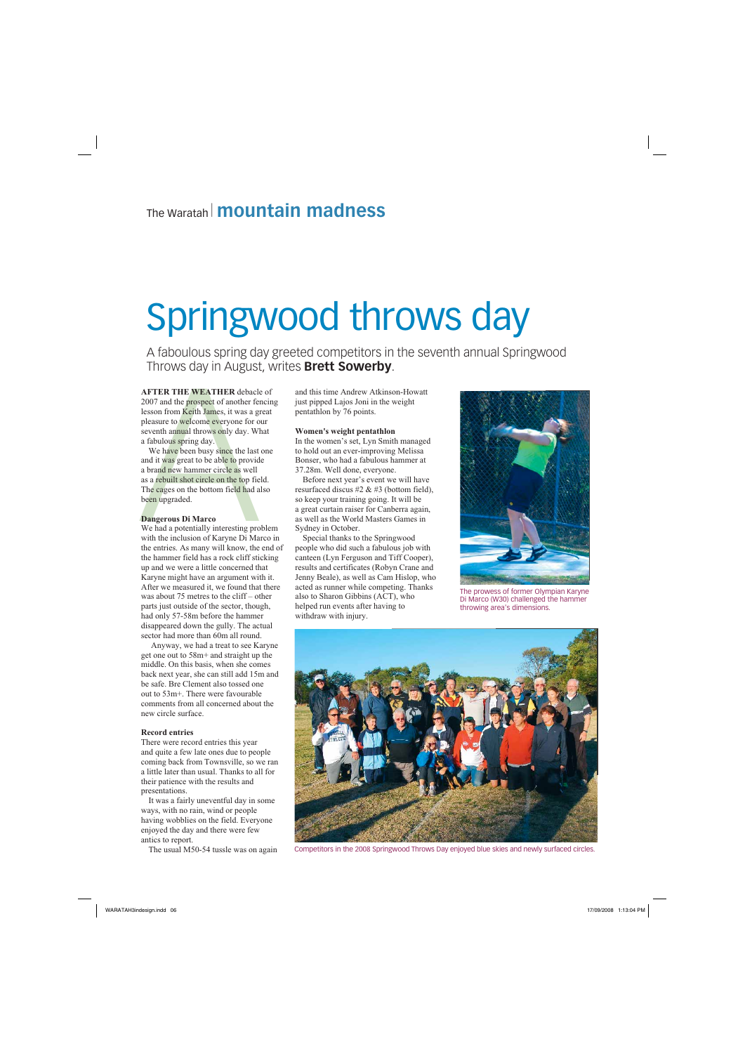# Springwood throws day

A faboulous spring day greeted competitors in the seventh annual Springwood Throws day in August, writes **Brett Sowerby**.

**AFTER THE WEATHER** debacle of 2007 and the prospect of another fencing lesson from Keith James, it was a great pleasure to welcome everyone for our seventh annual throws only day. What a fabulous spring day.

We have been busy since the last one and it was great to be able to provide a brand new hammer circle as well as a rebuilt shot circle on the top field. The cages on the bottom field had also been upgraded.

### Dangerous Di Marco

We had a potentially interesting problem with the inclusion of Karyne Di Marco in the entries. As many will know, the end of the hammer field has a rock cliff sticking up and we were a little concerned that Karyne might have an argument with it. After we measured it, we found that there was about 75 metres to the cliff – other parts just outside of the sector, though, had only 57-58m before the hammer disappeared down the gully. The actual sector had more than 60m all round.

Anyway, we had a treat to see Karyne get one out to 58m+ and straight up the middle. On this basis, when she comes back next year, she can still add 15m and be safe. Bre Clement also tossed one out to 53m+. There were favourable comments from all concerned about the new circle surface.

### Record entries

There were record entries this year and quite a few late ones due to people coming back from Townsville, so we ran a little later than usual. Thanks to all for their patience with the results and presentations.

It was a fairly uneventful day in some ways, with no rain, wind or people having wobblies on the field. Everyone enjoyed the day and there were few antics to report.

The usual M50-54 tussle was on again and this time Andrew Atkinson-Howatt just pipped Lajos Joni in the weight pentathlon by 76 points.

### Women's weight pentathlon

In the women's set, Lyn Smith managed to hold out an ever-improving Melissa Bonser, who had a fabulous hammer at 37.28m. Well done, everyone.

Before next year's event we will have resurfaced discus #2 & #3 (bottom field), so keep your training going. It will be a great curtain raiser for Canberra again, as well as the World Masters Games in Sydney in October.

Special thanks to the Springwood people who did such a fabulous job with canteen (Lyn Ferguson and Tiff Cooper), results and certificates (Robyn Crane and Jenny Beale), as well as Cam Hislop, who acted as runner while competing. Thanks also to Sharon Gibbins (ACT), who helped run events after having to withdraw with injury.

The prowess of former Olympian Karyne Di Marco (W30) challenged the hammer throwing area's dimensions.

Competitors in the 2008 Springwood Throws Day enjoyed blue skies and newly surfaced circles.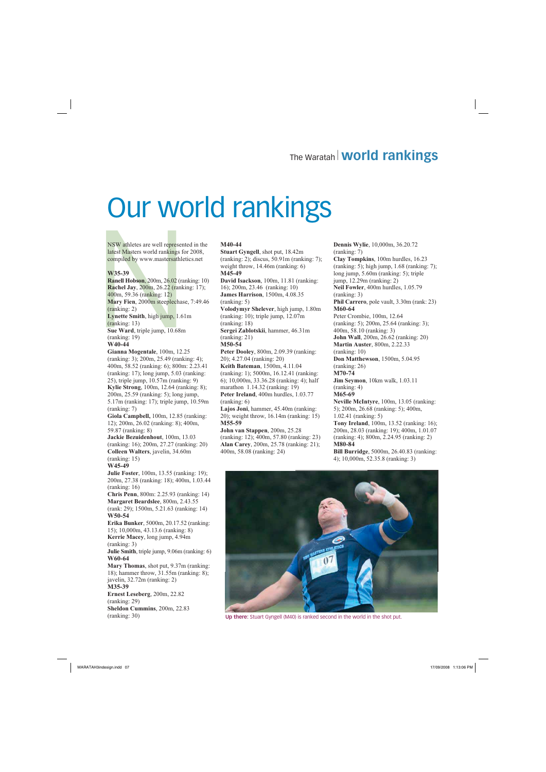# Our world rankings

NSW athletes are well represented in the latest Masters world rankings for 2008, compiled by www.mastersathletics.net

**W35-39**

**Ranell Hobson**, 200m, 26.02 (ranking: 10)
**Rachel Jay**, 200m, 26.22 (ranking: 17); 400m, 59.36 (ranking: 12)
**Mary Fien**, 2000m steeplechase, 7:49.46 (ranking: 2)
**Lynette Smith**, high jump, 1.61m (ranking: 13)
**Sue Ward**, triple jump, 10.68m (ranking: 19)

**W40-44**

**Gianna Mogentale**, 100m, 12.25 (ranking: 3); 200m, 25.49 (ranking: 4); 400m, 58.52 (ranking: 6); 800m: 2.23.41 (ranking: 17); long jump, 5.03 (ranking: 25), triple jump, 10.57m (ranking: 9)
**Kylie Strong**, 100m, 12.64 (ranking: 8); 200m, 25.59 (ranking: 5); long jump, 5.17m (ranking: 17); triple jump, 10.59m (ranking: 7)
**Giola Campbell,** 100m, 12.85 (ranking: 12); 200m, 26.02 (ranking: 8); 400m, 59.87 (ranking: 8)
**Jackie Bezuidenhout**, 100m, 13.03 (ranking: 16); 200m, 27.27 (ranking: 20)
**Colleen Walters**, javelin, 34.60m (ranking: 15)

**W45-49**

**Julie Foster**, 100m, 13.55 (ranking: 19); 200m, 27.38 (ranking: 18); 400m, 1.03.44 (ranking: 16)
**Chris Penn**, 800m: 2.25.93 (ranking: 14)
**Margaret Beardslee**, 800m, 2.43.55 (rank: 29); 1500m, 5.21.63 (ranking: 14)

**W50-54**

**Erika Bunker**, 5000m, 20.17.52 (ranking: 15); 10,000m, 43.13.6 (ranking: 8)
**Kerrie Macey**, long jump, 4.94m (ranking: 3)
**Julie Smith**, triple jump, 9.06m (ranking: 6)

**W60-64**

**Mary Thomas**, shot put, 9.37m (ranking: 18); hammer throw, 31.55m (ranking: 8); javelin, 32.72m (ranking: 2)

**M35-39**

**Ernest Leseberg**, 200m, 22.82 (ranking: 29)
**Sheldon Cummins**, 200m, 22.83 (ranking: 30)

**M40-44**

**Stuart Gyngell**, shot put, 18.42m (ranking: 2); discus, 50.91m (ranking: 7); weight throw, 14.46m (ranking: 6)

**M45-49**

**David Isackson**, 100m, 11.81 (ranking: 16); 200m, 23.46 (ranking: 10)
**James Harrison**, 1500m, 4.08.35 (ranking: 5)
**Volodymyr Shelever**, high jump, 1.80m (ranking: 10); triple jump, 12.07m (ranking: 18)
**Sergei Zablotskii**, hammer, 46.31m (ranking: 21)

**M50-54**

**Peter Dooley**, 800m, 2.09.39 (ranking: 20); 4.27.04 (ranking: 20)
**Keith Bateman**, 1500m, 4.11.04 (ranking: 1); 5000m, 16.12.41 (ranking: 6); 10,000m, 33.36.28 (ranking: 4); half marathon 1.14.32 (ranking: 19)
**Peter Ireland**, 400m hurdles, 1.03.77 (ranking: 6)
**Lajos Joni**, hammer, 45.40m (ranking: 20); weight throw, 16.14m (ranking: 15)

**M55-59**

**John van Stappen**, 200m, 25.28 (ranking: 12); 400m, 57.80 (ranking: 23)
**Alan Carey**, 200m, 25.78 (ranking: 21); 400m, 58.08 (ranking: 24)

**Dennis Wylie**, 10,000m, 36.20.72 (ranking: 7)
**Clay Tompkins**, 100m hurdles, 16.23 (ranking: 5); high jump, 1.68 (ranking: 7); long jump, 5.60m (ranking: 5); triple jump, 12.29m (ranking: 2)
**Neil Fowler**, 400m hurdles, 1.05.79 (ranking: 3)
**Phil Carrero**, pole vault, 3.30m (rank: 23)

**M60-64**

Peter Crombie, 100m, 12.64 (ranking: 5); 200m, 25.64 (ranking: 3); 400m, 58.10 (ranking: 3)
**John Wall**, 200m, 26.62 (ranking: 20)
**Martin Auster**, 800m, 2.22.33 (ranking: 10)
**Don Matthewson**, 1500m, 5.04.95 (ranking: 26)

**M70-74**

**Jim Seymon**, 10km walk, 1.03.11 (ranking: 4)

**M65-69**

**Neville McIntyre**, 100m, 13.05 (ranking: 5); 200m, 26.68 (ranking: 5); 400m, 1.02.41 (ranking: 5)
**Tony Ireland**, 100m, 13.52 (ranking: 16); 200m, 28.03 (ranking: 19); 400m, 1.01.07 (ranking: 4); 800m, 2.24.95 (ranking: 2)

**M80-84**

**Bill Burridge**, 5000m, 26.40.83 (ranking: 4); 10,000m, 52.35.8 (ranking: 3)

**Up there:** Stuart Gyngell (M40) is ranked second in the world in the shot put.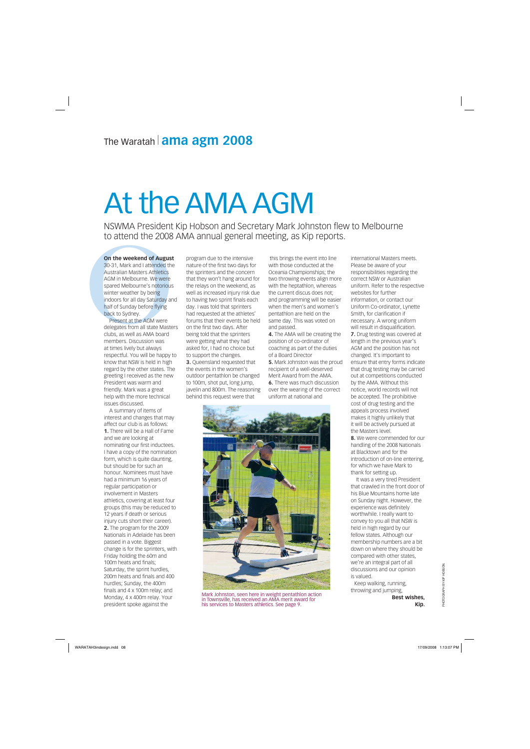# At the AMA AGM

NSWMA President Kip Hobson and Secretary Mark Johnston flew to Melbourne to attend the 2008 AMA annual general meeting, as Kip reports.

**On the weekend of August** 30-31, Mark and I attended the Australian Masters Athletics AGM in Melbourne. We were spared Melbourne's notorious winter weather by being indoors for all day Saturday and half of Sunday before flying back to Sydney.

Present at the AGM were delegates from all state Masters clubs, as well as AMA board members. Discussion was at times lively but always respectful. You will be happy to know that NSW is held in high regard by the other states. The greeting I received as the new President was warm and friendly. Mark was a great help with the more technical issues discussed.

A summary of items of interest and changes that may affect our club is as follows:

**1.** There will be a Hall of Fame and we are looking at nominating our first inductees. I have a copy of the nomination form, which is quite daunting, but should be for such an honour. Nominees must have had a minimum 16 years of regular participation or involvement in Masters athletics, covering at least four groups (this may be reduced to 12 years if death or serious injury cuts short their career).

**2.** The program for the 2009 Nationals in Adelaide has been passed in a vote. Biggest change is for the sprinters, with Friday holding the 60m and 100m heats and finals; Saturday, the sprint hurdles, 200m heats and finals and 400 hurdles; Sunday, the 400m finals and 4 x 100m relay; and Monday, 4 x 400m relay. Your president spoke against the program due to the intensive nature of the first two days for the sprinters and the concern that they won't hang around for the relays on the weekend, as well as increased injury risk due to having two sprint finals each day. I was told that sprinters had requested at the athletes' forums that their events be held on the first two days. After being told that the sprinters were getting what they had asked for, I had no choice but to support the changes.

**3.** Queensland requested that the events in the women's outdoor pentathlon be changed to 100m, shot put, long jump, javelin and 800m. The reasoning behind this request were that this brings the event into line with those conducted at the Oceania Championships; the two throwing events align more with the heptathlon, whereas the current discus does not; and programming will be easier when the men's and women's pentathlon are held on the same day. This was voted on and passed.

**4.** The AMA will be creating the position of co-ordinator of coaching as part of the duties of a Board Director

**5.** Mark Johnston was the proud recipient of a well-deserved Merit Award from the AMA.

**6.** There was much discussion over the wearing of the correct uniform at national and international Masters meets. Please be aware of your responsibilities regarding the correct NSW or Australian uniform. Refer to the respective websites for further information, or contact our Uniform Co-ordinator, Lynette Smith, for clarification if necessary. A wrong uniform will result in disqualification.

**7.** Drug testing was covered at length in the previous year's AGM and the position has not changed. It's important to ensure that entry forms indicate that drug testing may be carried out at competitions conducted by the AMA. Without this notice, world records will not be accepted. The prohibitive cost of drug testing and the appeals process involved makes it highly unlikely that it will be actively pursued at the Masters level.

**8.** We were commended for our handling of the 2008 Nationals at Blacktown and for the introduction of on-line entering, for which we have Mark to thank for setting up.

It was a very tired President that crawled in the front door of his Blue Mountains home late on Sunday night. However, the experience was definitely worthwhile. I really want to convey to you all that NSW is held in high regard by our fellow states. Although our membership numbers are a bit down on where they should be compared with other states, we're an integral part of all discussions and our opinion is valued.

Keep walking, running, throwing and jumping,

**Best wishes,**
**Kip.**

Mark Johnston, seen here in weight pentathlon action in Townsville, has received an AMA merit award for his services to Masters athletics. See page 9.

PHOTOGRAPH BY KIP HOBSON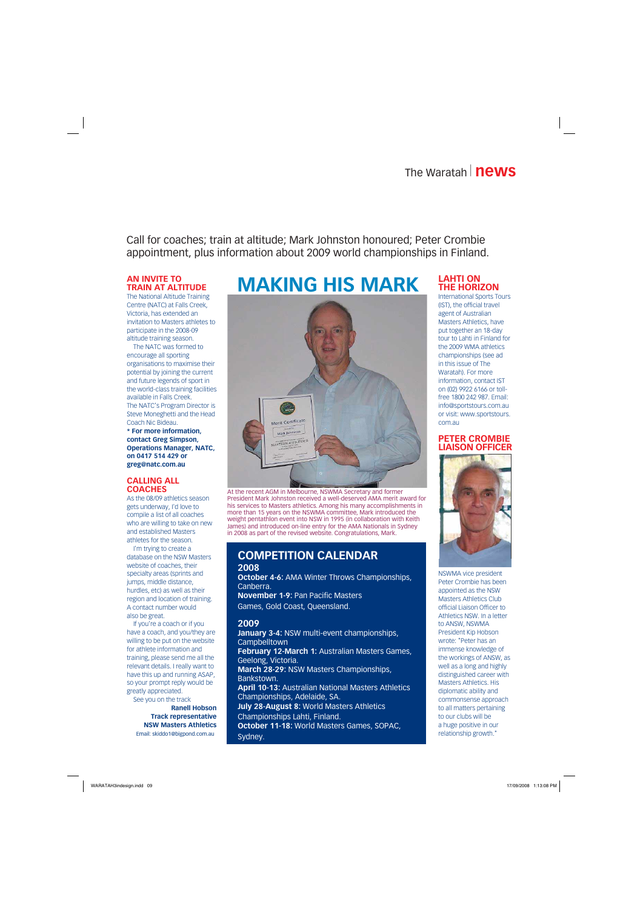Call for coaches; train at altitude; Mark Johnston honoured; Peter Crombie appointment, plus information about 2009 world championships in Finland.

## AN INVITE TO TRAIN AT ALTITUDE

The National Altitude Training Centre (NATC) at Falls Creek, Victoria, has extended an invitation to Masters athletes to participate in the 2008-09 altitude training season.

The NATC was formed to encourage all sporting organisations to maximise their potential by joining the current and future legends of sport in the world-class training facilities available in Falls Creek.

The NATC's Program Director is Steve Moneghetti and the Head Coach Nic Bideau.

**\* For more information, contact Greg Simpson, Operations Manager, NATC, on 0417 514 429 or greg@natc.com.au**

## CALLING ALL COACHES

As the 08/09 athletics season gets underway, I'd love to compile a list of all coaches who are willing to take on new and established Masters athletes for the season.

I'm trying to create a database on the NSW Masters website of coaches, their specialty areas (sprints and jumps, middle distance, hurdles, etc) as well as their region and location of training. A contact number would also be great.

If you're a coach or if you have a coach, and you/they are willing to be put on the website for athlete information and training, please send me all the relevant details. I really want to have this up and running ASAP, so your prompt reply would be greatly appreciated.

See you on the track

**Ranell Hobson**
**Track representative**
**NSW Masters Athletics**
Email: skiddo1@bigpond.com.au

# MAKING HIS MARK

At the recent AGM in Melbourne, NSWMA Secretary and former President Mark Johnston received a well-deserved AMA merit award for his services to Masters athletics. Among his many accomplishments in more than 15 years on the NSWMA committee, Mark introduced the weight pentathlon event into NSW in 1995 (in collaboration with Keith James) and introduced on-line entry for the AMA Nationals in Sydney in 2008 as part of the revised website. Congratulations, Mark.

## COMPETITION CALENDAR

### 2008

**October 4-6:** AMA Winter Throws Championships, Canberra.
**November 1-9:** Pan Pacific Masters Games, Gold Coast, Queensland.

### 2009

**January 3-4:** NSW multi-event championships, Campbelltown
**February 12-March 1:** Australian Masters Games, Geelong, Victoria.
**March 28-29:** NSW Masters Championships, Bankstown.
**April 10-13:** Australian National Masters Athletics Championships, Adelaide, SA.
**July 28-August 8:** World Masters Athletics Championships Lahti, Finland.
**October 11-18:** World Masters Games, SOPAC, Sydney.

## LAHTI ON THE HORIZON

International Sports Tours (IST), the official travel agent of Australian Masters Athletics, have put together an 18-day tour to Lahti in Finland for the 2009 WMA athletics championships (see ad in this issue of The Waratah). For more information, contact IST on (02) 9922 6166 or toll-free 1800 242 987. Email: info@sportstours.com.au or visit: www.sportstours.com.au

## PETER CROMBIE LIAISON OFFICER

NSWMA vice president Peter Crombie has been appointed as the NSW Masters Athletics Club official Liaison Officer to Athletics NSW. In a letter to ANSW, NSWMA President Kip Hobson wrote: "Peter has an immense knowledge of the workings of ANSW, as well as a long and highly distinguished career with Masters Athletics. His diplomatic ability and commonsense approach to all matters pertaining to our clubs will be a huge positive in our relationship growth."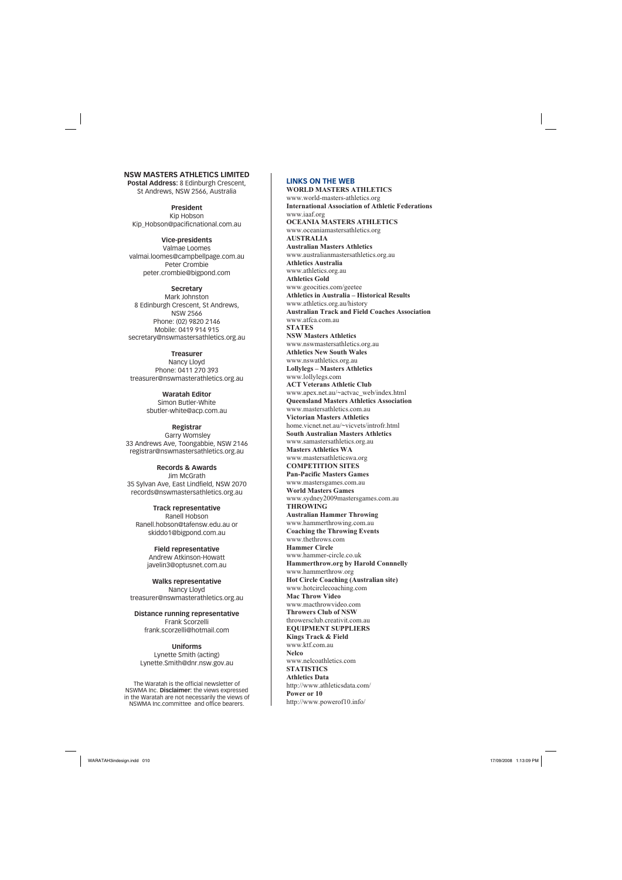## NSW MASTERS ATHLETICS LIMITED

**Postal Address:** 8 Edinburgh Crescent, St Andrews, NSW 2566, Australia

**President**
Kip Hobson
Kip_Hobson@pacificnational.com.au

**Vice-presidents**
Valmae Loomes
valmai.loomes@campbellpage.com.au
Peter Crombie
peter.crombie@bigpond.com

**Secretary**
Mark Johnston
8 Edinburgh Crescent, St Andrews, NSW 2566
Phone: (02) 9820 2146
Mobile: 0419 914 915
secretary@nswmastersathletics.org.au

**Treasurer**
Nancy Lloyd
Phone: 0411 270 393
treasurer@nswmasterathletics.org.au

**Waratah Editor**
Simon Butler-White
sbutler-white@acp.com.au

**Registrar**
Garry Womsley
33 Andrews Ave, Toongabbie, NSW 2146
registrar@nswmastersathletics.org.au

**Records & Awards**
Jim McGrath
35 Sylvan Ave, East Lindfield, NSW 2070
records@nswmastersathletics.org.au

**Track representative**
Ranell Hobson
Ranell.hobson@tafensw.edu.au or skiddo1@bigpond.com.au

**Field representative**
Andrew Atkinson-Howatt
javelin3@optusnet.com.au

**Walks representative**
Nancy Lloyd
treasurer@nswmasterathletics.org.au

**Distance running representative**
Frank Scorzelli
frank.scorzelli@hotmail.com

**Uniforms**
Lynette Smith (acting)
Lynette.Smith@dnr.nsw.gov.au

The Waratah is the official newsletter of NSWMA Inc. **Disclaimer:** the views expressed in the Waratah are not necessarily the views of NSWMA Inc.committee and office bearers.

## LINKS ON THE WEB

**WORLD MASTERS ATHLETICS**
www.world-masters-athletics.org
**International Association of Athletic Federations**
www.iaaf.org
**OCEANIA MASTERS ATHLETICS**
www.oceaniamastersathletics.org

**AUSTRALIA**
**Australian Masters Athletics**
www.australianmastersathletics.org.au
**Athletics Australia**
www.athletics.org.au
**Athletics Gold**
www.geocities.com/geetee
**Athletics in Australia – Historical Results**
www.athletics.org.au/history
**Australian Track and Field Coaches Association**
www.atfca.com.au

**STATES**
**NSW Masters Athletics**
www.nswmastersathletics.org.au
**Athletics New South Wales**
www.nswathletics.org.au
**Lollylegs – Masters Athletics**
www.lollylegs.com
**ACT Veterans Athletic Club**
www.apex.net.au/~actvac_web/index.html
**Queensland Masters Athletics Association**
www.mastersathletics.com.au
**Victorian Masters Athletics**
home.vicnet.net.au/~vicvets/introfr.html
**South Australian Masters Athletics**
www.samastersathletics.org.au
**Masters Athletics WA**
www.mastersathleticswa.org

**COMPETITION SITES**
**Pan-Pacific Masters Games**
www.mastersgames.com.au
**World Masters Games**
www.sydney2009mastersgames.com.au

**THROWING**
**Australian Hammer Throwing**
www.hammerthrowing.com.au
**Coaching the Throwing Events**
www.thethrows.com
**Hammer Circle**
www.hammer-circle.co.uk
**Hammerthrow.org by Harold Connnelly**
www.hammerthrow.org
**Hot Circle Coaching (Australian site)**
www.hotcirclecoaching.com
**Mac Throw Video**
www.macthrowvideo.com
**Throwers Club of NSW**
throwersclub.creativit.com.au

**EQUIPMENT SUPPLIERS**
**Kings Track & Field**
www.ktf.com.au
**Nelco**
www.nelcoathletics.com

**STATISTICS**
**Athletics Data**
http://www.athleticsdata.com/
**Power or 10**
http://www.powerof10.info/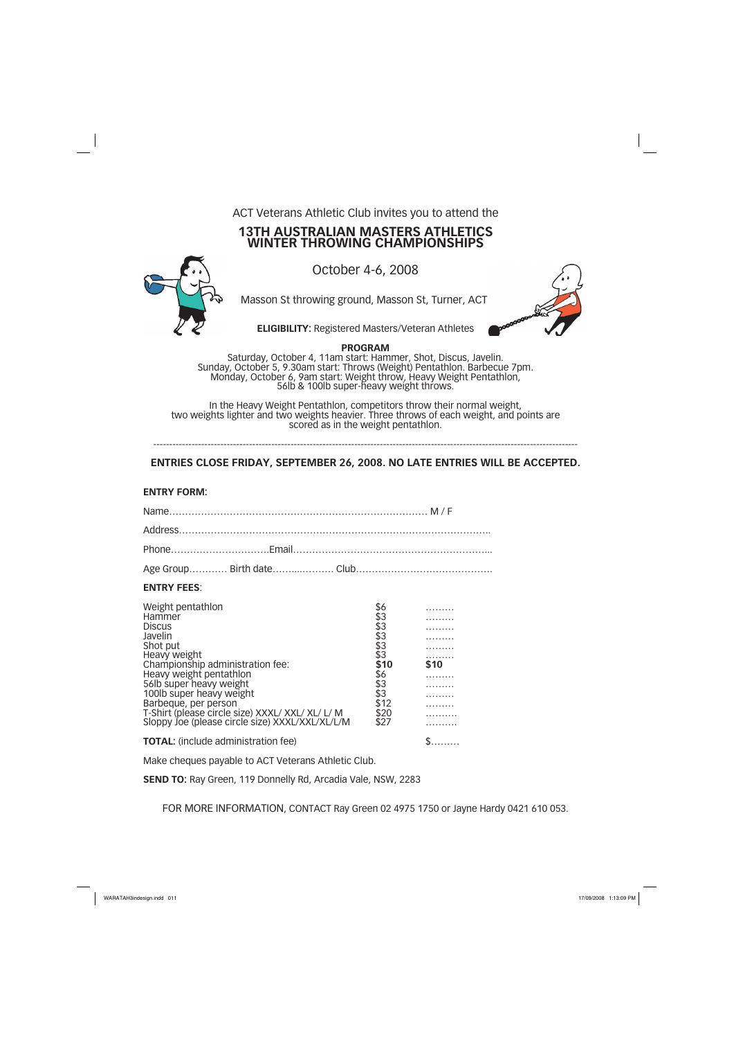ACT Veterans Athletic Club invites you to attend the

# 13TH AUSTRALIAN MASTERS ATHLETICS WINTER THROWING CHAMPIONSHIPS

October 4-6, 2008

Masson St throwing ground, Masson St, Turner, ACT

**ELIGIBILITY:** Registered Masters/Veteran Athletes

**PROGRAM**

Saturday, October 4, 11am start: Hammer, Shot, Discus, Javelin.
Sunday, October 5, 9.30am start: Throws (Weight) Pentathlon. Barbecue 7pm.
Monday, October 6, 9am start: Weight throw, Heavy Weight Pentathlon, 56lb & 100lb super-heavy weight throws.

In the Heavy Weight Pentathlon, competitors throw their normal weight, two weights lighter and two weights heavier. Three throws of each weight, and points are scored as in the weight pentathlon.

---

**ENTRIES CLOSE FRIDAY, SEPTEMBER 26, 2008. NO LATE ENTRIES WILL BE ACCEPTED.**

**ENTRY FORM:**

Name………………………………………………………………………… M / F

Address……………………………………………………………………………………..

Phone…………………………..Email……………………………………………………...

Age Group………… Birth date……..……… Club……………………………………..

**ENTRY FEES**:

| | | |
|---|---|---|
| Weight pentathlon | $6 | ……… |
| Hammer | $3 | ……… |
| Discus | $3 | ……… |
| Javelin | $3 | ……… |
| Shot put | $3 | ……… |
| Heavy weight | $3 | ……… |
| Championship administration fee: | **$10** | **$10** |
| Heavy weight pentathlon | $6 | ……… |
| 56lb super heavy weight | $3 | ……… |
| 100lb super heavy weight | $3 | ……… |
| Barbeque, per person | $12 | ……… |
| T-Shirt (please circle size) XXXL/ XXL/ XL/ L/ M | $20 | ………. |
| Sloppy Joe (please circle size) XXXL/XXL/XL/L/M | $27 | ………. |

**TOTAL:** (include administration fee) $………

Make cheques payable to ACT Veterans Athletic Club.

**SEND TO:** Ray Green, 119 Donnelly Rd, Arcadia Vale, NSW, 2283

FOR MORE INFORMATION, CONTACT Ray Green 02 4975 1750 or Jayne Hardy 0421 610 053.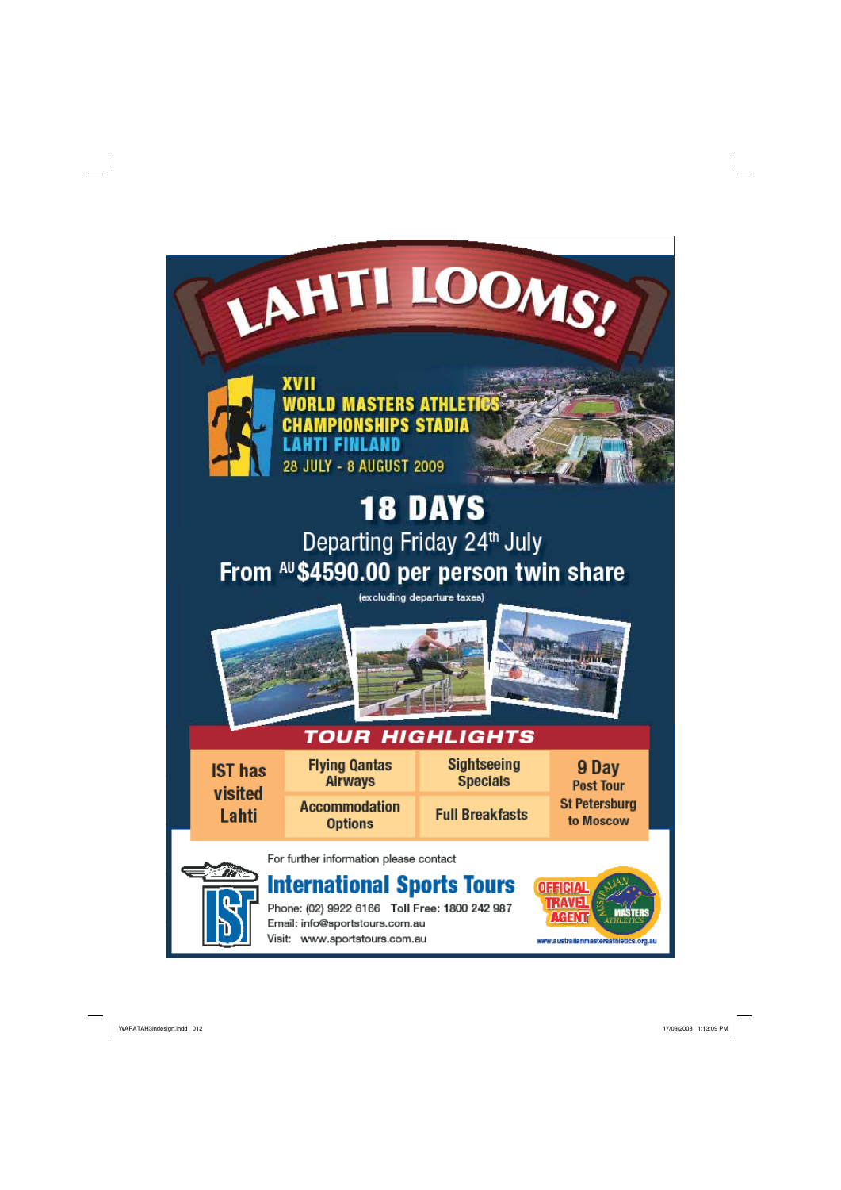# LAHTI LOOMS!

XVII
WORLD MASTERS ATHLETICS CHAMPIONSHIPS STADIA
LAHTI FINLAND
28 JULY - 8 AUGUST 2009

## 18 DAYS

Departing Friday 24th July

**From AU$4590.00 per person twin share**

(excluding departure taxes)

## TOUR HIGHLIGHTS

- IST has visited Lahti
- Flying Qantas Airways
- Sightseeing Specials
- 9 Day Post Tour St Petersburg to Moscow
- Accommodation Options
- Full Breakfasts

For further information please contact

**International Sports Tours**

Phone: (02) 9922 6166 Toll Free: 1800 242 987
Email: info@sportstours.com.au
Visit: www.sportstours.com.au

OFFICIAL TRAVEL AGENT — AUSTRALIAN MASTERS ATHLETICS
www.australianmastersathletics.org.au